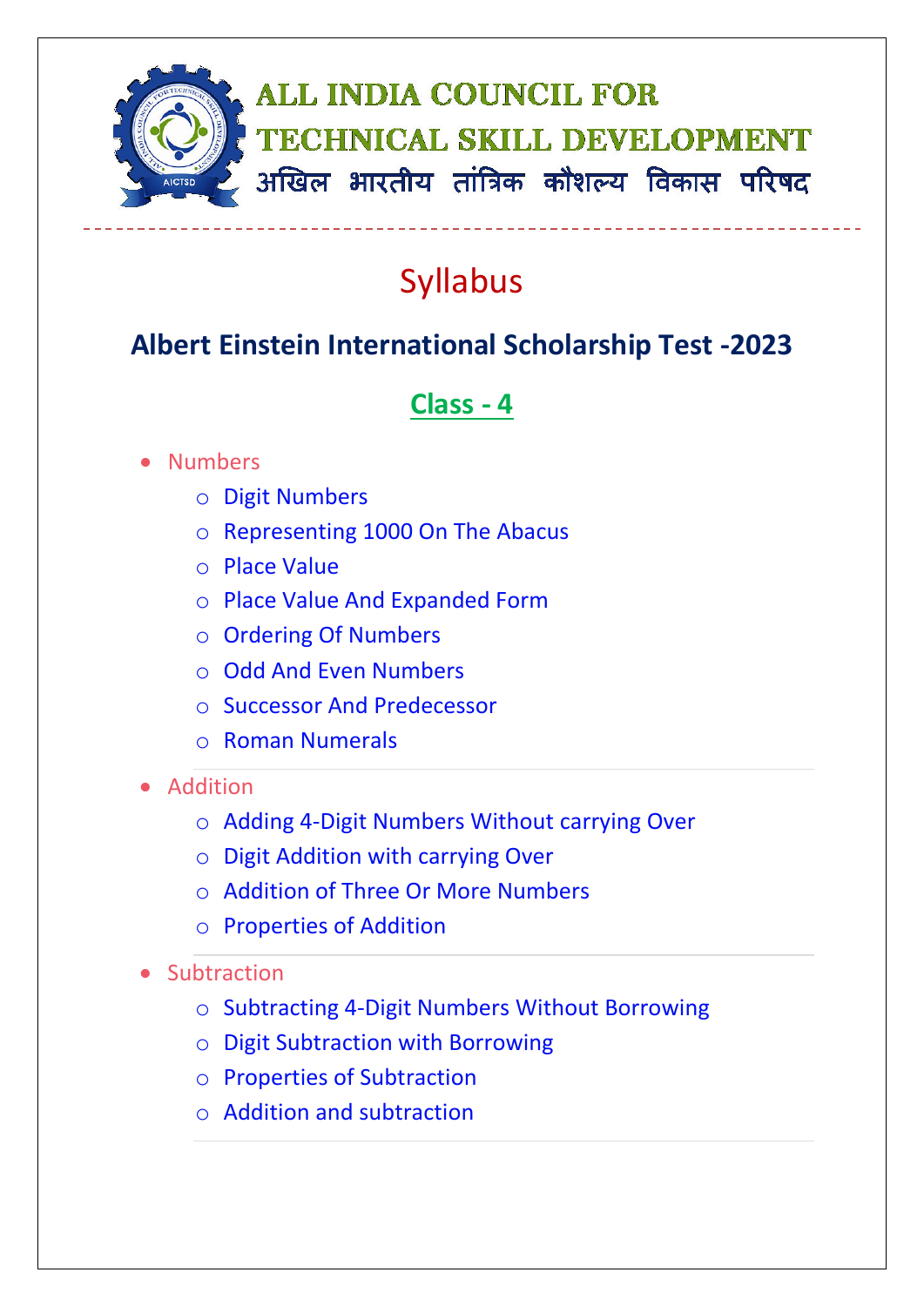# ALL INDIA COUNCIL FOR TECHNICAL SKILL DEVELOPMENT

# अखिल भारतीय तांत्रिक कौशल्य विकास परिषद

## Syllabus

## Albert Einstein International Scholarship Test -2023

## Class - 4

- Numbers
  - Digit Numbers
  - Representing 1000 On The Abacus
  - Place Value
  - Place Value And Expanded Form
  - Ordering Of Numbers
  - Odd And Even Numbers
  - Successor And Predecessor
  - Roman Numerals
- Addition
  - Adding 4-Digit Numbers Without carrying Over
  - Digit Addition with carrying Over
  - Addition of Three Or More Numbers
  - Properties of Addition
- Subtraction
  - Subtracting 4-Digit Numbers Without Borrowing
  - Digit Subtraction with Borrowing
  - Properties of Subtraction
  - Addition and subtraction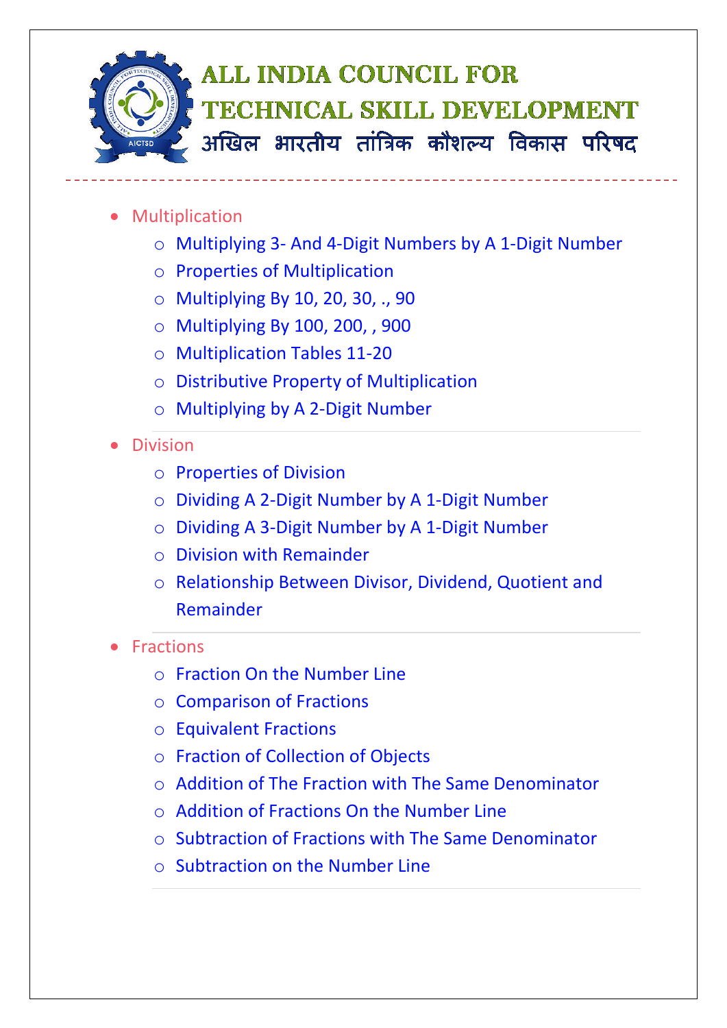- Multiplication
    - Multiplying 3- And 4-Digit Numbers by A 1-Digit Number
    - Properties of Multiplication
    - Multiplying By 10, 20, 30, ., 90
    - Multiplying By 100, 200, , 900
    - Multiplication Tables 11-20
    - Distributive Property of Multiplication
    - Multiplying by A 2-Digit Number
- Division
    - Properties of Division
    - Dividing A 2-Digit Number by A 1-Digit Number
    - Dividing A 3-Digit Number by A 1-Digit Number
    - Division with Remainder
    - Relationship Between Divisor, Dividend, Quotient and Remainder
- Fractions
    - Fraction On the Number Line
    - Comparison of Fractions
    - Equivalent Fractions
    - Fraction of Collection of Objects
    - Addition of The Fraction with The Same Denominator
    - Addition of Fractions On the Number Line
    - Subtraction of Fractions with The Same Denominator
    - Subtraction on the Number Line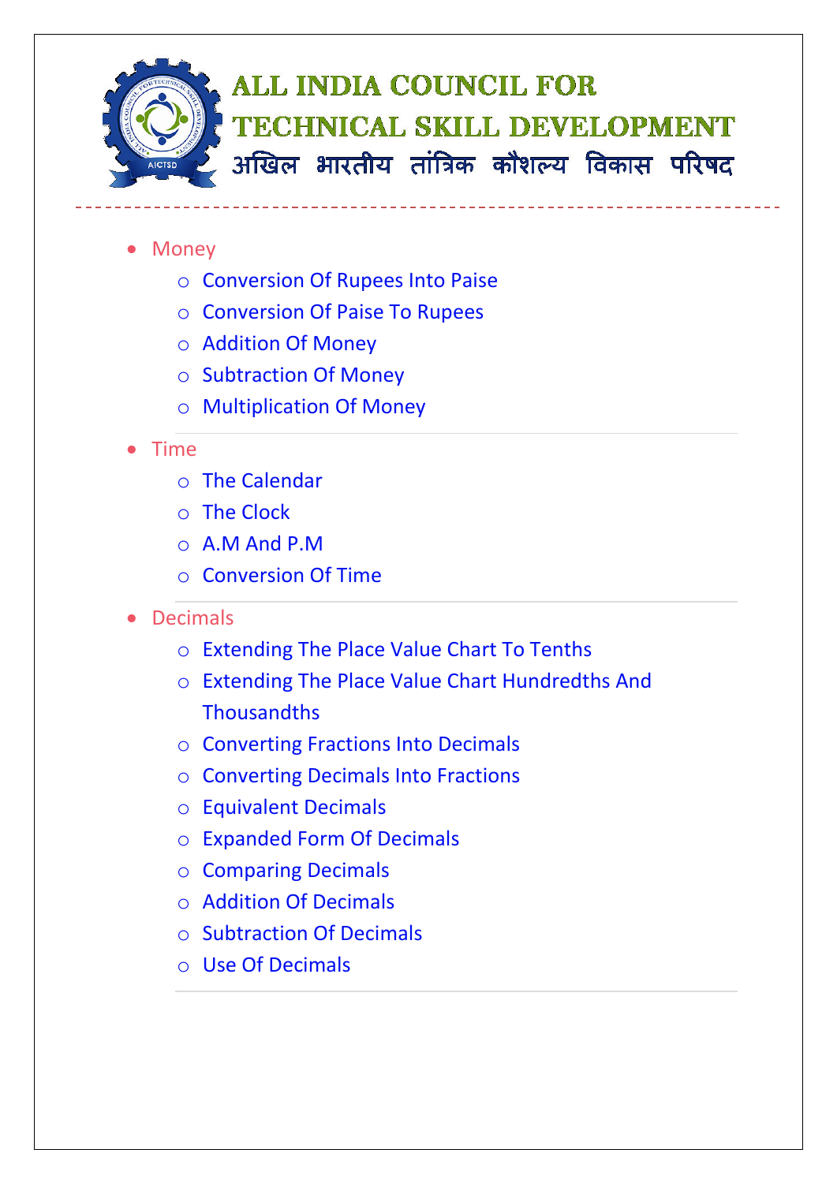# ALL INDIA COUNCIL FOR TECHNICAL SKILL DEVELOPMENT

अखिल भारतीय तांत्रिक कौशल्य विकास परिषद

- Money
  - Conversion Of Rupees Into Paise
  - Conversion Of Paise To Rupees
  - Addition Of Money
  - Subtraction Of Money
  - Multiplication Of Money

---

- Time
  - The Calendar
  - The Clock
  - A.M And P.M
  - Conversion Of Time

---

- Decimals
  - Extending The Place Value Chart To Tenths
  - Extending The Place Value Chart Hundredths And Thousandths
  - Converting Fractions Into Decimals
  - Converting Decimals Into Fractions
  - Equivalent Decimals
  - Expanded Form Of Decimals
  - Comparing Decimals
  - Addition Of Decimals
  - Subtraction Of Decimals
  - Use Of Decimals

---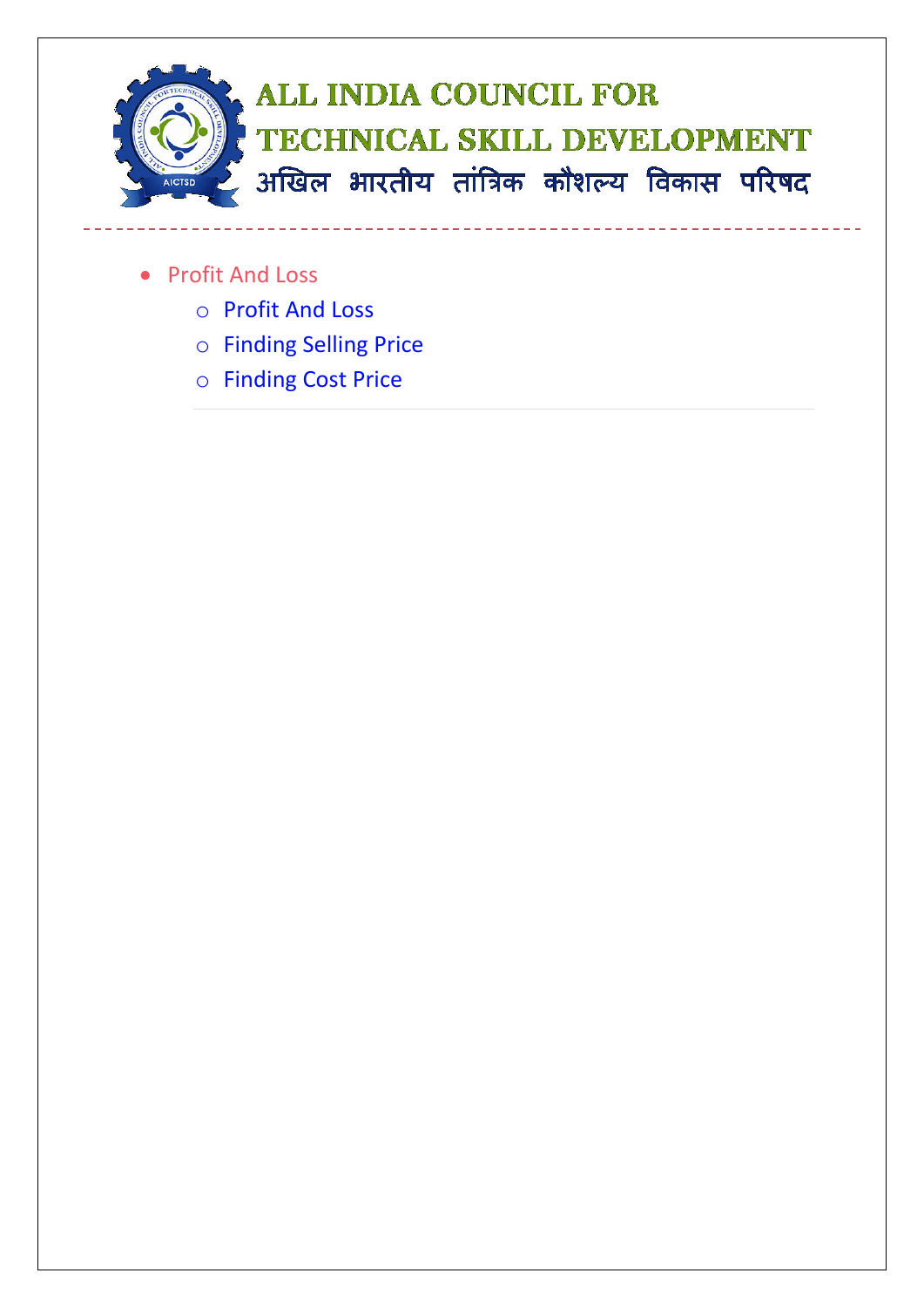- Profit And Loss
  - Profit And Loss
  - Finding Selling Price
  - Finding Cost Price